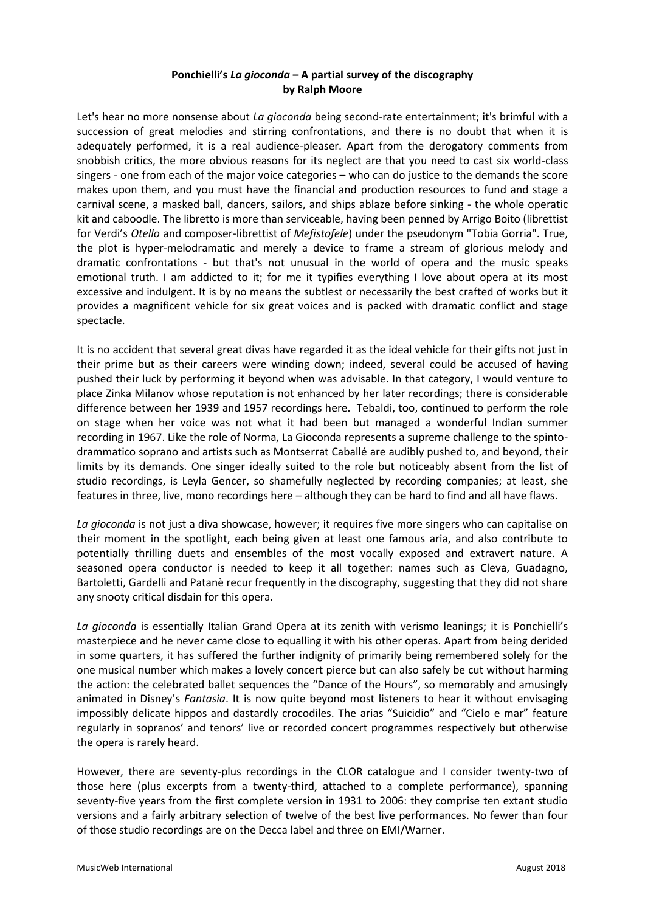**Ponchielli's *La gioconda* – A partial survey of the discography**
**by Ralph Moore**

Let's hear no more nonsense about *La gioconda* being second-rate entertainment; it's brimful with a succession of great melodies and stirring confrontations, and there is no doubt that when it is adequately performed, it is a real audience-pleaser. Apart from the derogatory comments from snobbish critics, the more obvious reasons for its neglect are that you need to cast six world-class singers - one from each of the major voice categories – who can do justice to the demands the score makes upon them, and you must have the financial and production resources to fund and stage a carnival scene, a masked ball, dancers, sailors, and ships ablaze before sinking - the whole operatic kit and caboodle. The libretto is more than serviceable, having been penned by Arrigo Boito (librettist for Verdi's *Otello* and composer-librettist of *Mefistofele*) under the pseudonym "Tobia Gorria". True, the plot is hyper-melodramatic and merely a device to frame a stream of glorious melody and dramatic confrontations - but that's not unusual in the world of opera and the music speaks emotional truth. I am addicted to it; for me it typifies everything I love about opera at its most excessive and indulgent. It is by no means the subtlest or necessarily the best crafted of works but it provides a magnificent vehicle for six great voices and is packed with dramatic conflict and stage spectacle.

It is no accident that several great divas have regarded it as the ideal vehicle for their gifts not just in their prime but as their careers were winding down; indeed, several could be accused of having pushed their luck by performing it beyond when was advisable. In that category, I would venture to place Zinka Milanov whose reputation is not enhanced by her later recordings; there is considerable difference between her 1939 and 1957 recordings here. Tebaldi, too, continued to perform the role on stage when her voice was not what it had been but managed a wonderful Indian summer recording in 1967. Like the role of Norma, La Gioconda represents a supreme challenge to the spinto-drammatico soprano and artists such as Montserrat Caballé are audibly pushed to, and beyond, their limits by its demands. One singer ideally suited to the role but noticeably absent from the list of studio recordings, is Leyla Gencer, so shamefully neglected by recording companies; at least, she features in three, live, mono recordings here – although they can be hard to find and all have flaws.

*La gioconda* is not just a diva showcase, however; it requires five more singers who can capitalise on their moment in the spotlight, each being given at least one famous aria, and also contribute to potentially thrilling duets and ensembles of the most vocally exposed and extravert nature. A seasoned opera conductor is needed to keep it all together: names such as Cleva, Guadagno, Bartoletti, Gardelli and Patanè recur frequently in the discography, suggesting that they did not share any snooty critical disdain for this opera.

*La gioconda* is essentially Italian Grand Opera at its zenith with verismo leanings; it is Ponchielli's masterpiece and he never came close to equalling it with his other operas. Apart from being derided in some quarters, it has suffered the further indignity of primarily being remembered solely for the one musical number which makes a lovely concert pierce but can also safely be cut without harming the action: the celebrated ballet sequences the "Dance of the Hours", so memorably and amusingly animated in Disney's *Fantasia*. It is now quite beyond most listeners to hear it without envisaging impossibly delicate hippos and dastardly crocodiles. The arias "Suicidio" and "Cielo e mar" feature regularly in sopranos' and tenors' live or recorded concert programmes respectively but otherwise the opera is rarely heard.

However, there are seventy-plus recordings in the CLOR catalogue and I consider twenty-two of those here (plus excerpts from a twenty-third, attached to a complete performance), spanning seventy-five years from the first complete version in 1931 to 2006: they comprise ten extant studio versions and a fairly arbitrary selection of twelve of the best live performances. No fewer than four of those studio recordings are on the Decca label and three on EMI/Warner.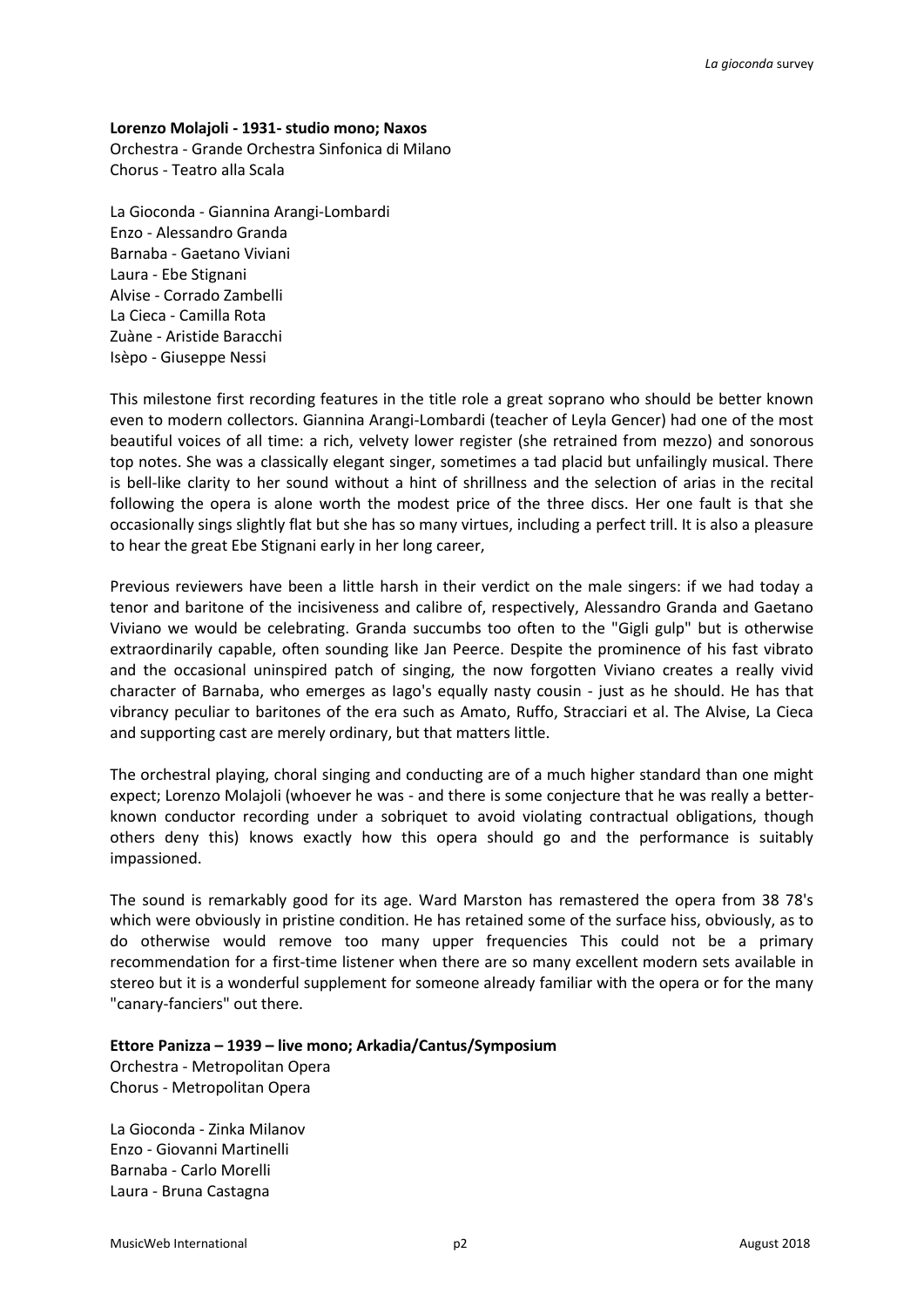**Lorenzo Molajoli - 1931- studio mono; Naxos**
Orchestra - Grande Orchestra Sinfonica di Milano
Chorus - Teatro alla Scala

La Gioconda - Giannina Arangi-Lombardi
Enzo - Alessandro Granda
Barnaba - Gaetano Viviani
Laura - Ebe Stignani
Alvise - Corrado Zambelli
La Cieca - Camilla Rota
Zuàne - Aristide Baracchi
Isèpo - Giuseppe Nessi

This milestone first recording features in the title role a great soprano who should be better known even to modern collectors. Giannina Arangi-Lombardi (teacher of Leyla Gencer) had one of the most beautiful voices of all time: a rich, velvety lower register (she retrained from mezzo) and sonorous top notes. She was a classically elegant singer, sometimes a tad placid but unfailingly musical. There is bell-like clarity to her sound without a hint of shrillness and the selection of arias in the recital following the opera is alone worth the modest price of the three discs. Her one fault is that she occasionally sings slightly flat but she has so many virtues, including a perfect trill. It is also a pleasure to hear the great Ebe Stignani early in her long career,

Previous reviewers have been a little harsh in their verdict on the male singers: if we had today a tenor and baritone of the incisiveness and calibre of, respectively, Alessandro Granda and Gaetano Viviano we would be celebrating. Granda succumbs too often to the "Gigli gulp" but is otherwise extraordinarily capable, often sounding like Jan Peerce. Despite the prominence of his fast vibrato and the occasional uninspired patch of singing, the now forgotten Viviano creates a really vivid character of Barnaba, who emerges as Iago's equally nasty cousin - just as he should. He has that vibrancy peculiar to baritones of the era such as Amato, Ruffo, Stracciari et al. The Alvise, La Cieca and supporting cast are merely ordinary, but that matters little.

The orchestral playing, choral singing and conducting are of a much higher standard than one might expect; Lorenzo Molajoli (whoever he was - and there is some conjecture that he was really a better-known conductor recording under a sobriquet to avoid violating contractual obligations, though others deny this) knows exactly how this opera should go and the performance is suitably impassioned.

The sound is remarkably good for its age. Ward Marston has remastered the opera from 38 78's which were obviously in pristine condition. He has retained some of the surface hiss, obviously, as to do otherwise would remove too many upper frequencies This could not be a primary recommendation for a first-time listener when there are so many excellent modern sets available in stereo but it is a wonderful supplement for someone already familiar with the opera or for the many "canary-fanciers" out there.

**Ettore Panizza – 1939 – live mono; Arkadia/Cantus/Symposium**
Orchestra - Metropolitan Opera
Chorus - Metropolitan Opera

La Gioconda - Zinka Milanov
Enzo - Giovanni Martinelli
Barnaba - Carlo Morelli
Laura - Bruna Castagna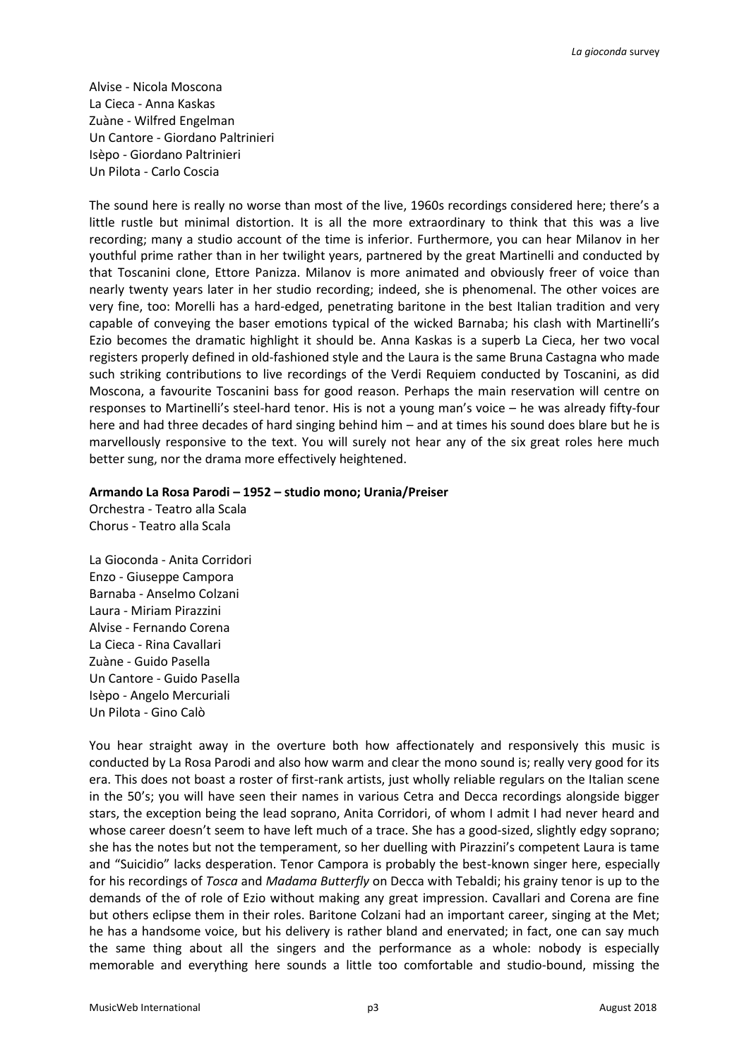Alvise - Nicola Moscona
La Cieca - Anna Kaskas
Zuàne - Wilfred Engelman
Un Cantore - Giordano Paltrinieri
Isèpo - Giordano Paltrinieri
Un Pilota - Carlo Coscia

The sound here is really no worse than most of the live, 1960s recordings considered here; there's a little rustle but minimal distortion. It is all the more extraordinary to think that this was a live recording; many a studio account of the time is inferior. Furthermore, you can hear Milanov in her youthful prime rather than in her twilight years, partnered by the great Martinelli and conducted by that Toscanini clone, Ettore Panizza. Milanov is more animated and obviously freer of voice than nearly twenty years later in her studio recording; indeed, she is phenomenal. The other voices are very fine, too: Morelli has a hard-edged, penetrating baritone in the best Italian tradition and very capable of conveying the baser emotions typical of the wicked Barnaba; his clash with Martinelli's Ezio becomes the dramatic highlight it should be. Anna Kaskas is a superb La Cieca, her two vocal registers properly defined in old-fashioned style and the Laura is the same Bruna Castagna who made such striking contributions to live recordings of the Verdi Requiem conducted by Toscanini, as did Moscona, a favourite Toscanini bass for good reason. Perhaps the main reservation will centre on responses to Martinelli's steel-hard tenor. His is not a young man's voice – he was already fifty-four here and had three decades of hard singing behind him – and at times his sound does blare but he is marvellously responsive to the text. You will surely not hear any of the six great roles here much better sung, nor the drama more effectively heightened.

**Armando La Rosa Parodi – 1952 – studio mono; Urania/Preiser**
Orchestra - Teatro alla Scala
Chorus - Teatro alla Scala

La Gioconda - Anita Corridori
Enzo - Giuseppe Campora
Barnaba - Anselmo Colzani
Laura - Miriam Pirazzini
Alvise - Fernando Corena
La Cieca - Rina Cavallari
Zuàne - Guido Pasella
Un Cantore - Guido Pasella
Isèpo - Angelo Mercuriali
Un Pilota - Gino Calò

You hear straight away in the overture both how affectionately and responsively this music is conducted by La Rosa Parodi and also how warm and clear the mono sound is; really very good for its era. This does not boast a roster of first-rank artists, just wholly reliable regulars on the Italian scene in the 50's; you will have seen their names in various Cetra and Decca recordings alongside bigger stars, the exception being the lead soprano, Anita Corridori, of whom I admit I had never heard and whose career doesn't seem to have left much of a trace. She has a good-sized, slightly edgy soprano; she has the notes but not the temperament, so her duelling with Pirazzini's competent Laura is tame and "Suicidio" lacks desperation. Tenor Campora is probably the best-known singer here, especially for his recordings of *Tosca* and *Madama Butterfly* on Decca with Tebaldi; his grainy tenor is up to the demands of the of role of Ezio without making any great impression. Cavallari and Corena are fine but others eclipse them in their roles. Baritone Colzani had an important career, singing at the Met; he has a handsome voice, but his delivery is rather bland and enervated; in fact, one can say much the same thing about all the singers and the performance as a whole: nobody is especially memorable and everything here sounds a little too comfortable and studio-bound, missing the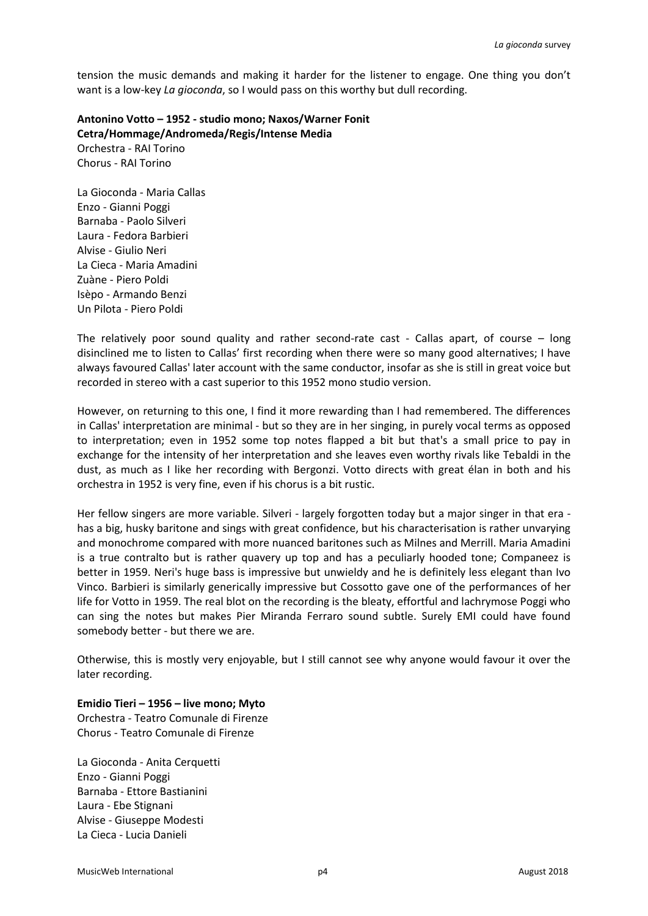tension the music demands and making it harder for the listener to engage. One thing you don't want is a low-key *La gioconda*, so I would pass on this worthy but dull recording.

**Antonino Votto – 1952 - studio mono; Naxos/Warner Fonit Cetra/Hommage/Andromeda/Regis/Intense Media**
Orchestra - RAI Torino
Chorus - RAI Torino

La Gioconda - Maria Callas
Enzo - Gianni Poggi
Barnaba - Paolo Silveri
Laura - Fedora Barbieri
Alvise - Giulio Neri
La Cieca - Maria Amadini
Zuàne - Piero Poldi
Isèpo - Armando Benzi
Un Pilota - Piero Poldi

The relatively poor sound quality and rather second-rate cast - Callas apart, of course – long disinclined me to listen to Callas' first recording when there were so many good alternatives; I have always favoured Callas' later account with the same conductor, insofar as she is still in great voice but recorded in stereo with a cast superior to this 1952 mono studio version.

However, on returning to this one, I find it more rewarding than I had remembered. The differences in Callas' interpretation are minimal - but so they are in her singing, in purely vocal terms as opposed to interpretation; even in 1952 some top notes flapped a bit but that's a small price to pay in exchange for the intensity of her interpretation and she leaves even worthy rivals like Tebaldi in the dust, as much as I like her recording with Bergonzi. Votto directs with great élan in both and his orchestra in 1952 is very fine, even if his chorus is a bit rustic.

Her fellow singers are more variable. Silveri - largely forgotten today but a major singer in that era - has a big, husky baritone and sings with great confidence, but his characterisation is rather unvarying and monochrome compared with more nuanced baritones such as Milnes and Merrill. Maria Amadini is a true contralto but is rather quavery up top and has a peculiarly hooded tone; Companeez is better in 1959. Neri's huge bass is impressive but unwieldy and he is definitely less elegant than Ivo Vinco. Barbieri is similarly generically impressive but Cossotto gave one of the performances of her life for Votto in 1959. The real blot on the recording is the bleaty, effortful and lachrymose Poggi who can sing the notes but makes Pier Miranda Ferraro sound subtle. Surely EMI could have found somebody better - but there we are.

Otherwise, this is mostly very enjoyable, but I still cannot see why anyone would favour it over the later recording.

**Emidio Tieri – 1956 – live mono; Myto**
Orchestra - Teatro Comunale di Firenze
Chorus - Teatro Comunale di Firenze

La Gioconda - Anita Cerquetti
Enzo - Gianni Poggi
Barnaba - Ettore Bastianini
Laura - Ebe Stignani
Alvise - Giuseppe Modesti
La Cieca - Lucia Danieli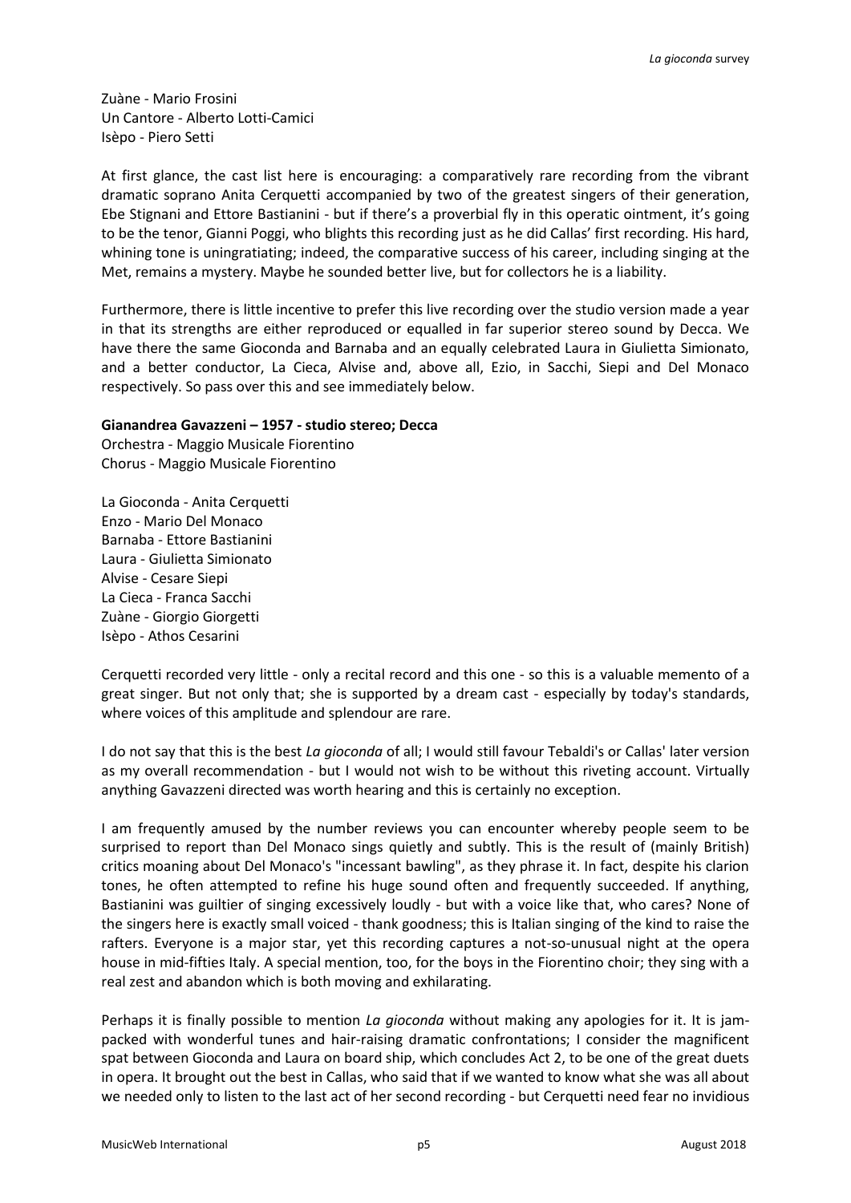Zuàne - Mario Frosini
Un Cantore - Alberto Lotti-Camici
Isèpo - Piero Setti

At first glance, the cast list here is encouraging: a comparatively rare recording from the vibrant dramatic soprano Anita Cerquetti accompanied by two of the greatest singers of their generation, Ebe Stignani and Ettore Bastianini - but if there's a proverbial fly in this operatic ointment, it's going to be the tenor, Gianni Poggi, who blights this recording just as he did Callas' first recording. His hard, whining tone is uningratiating; indeed, the comparative success of his career, including singing at the Met, remains a mystery. Maybe he sounded better live, but for collectors he is a liability.

Furthermore, there is little incentive to prefer this live recording over the studio version made a year in that its strengths are either reproduced or equalled in far superior stereo sound by Decca. We have there the same Gioconda and Barnaba and an equally celebrated Laura in Giulietta Simionato, and a better conductor, La Cieca, Alvise and, above all, Ezio, in Sacchi, Siepi and Del Monaco respectively. So pass over this and see immediately below.

**Gianandrea Gavazzeni – 1957 - studio stereo; Decca**
Orchestra - Maggio Musicale Fiorentino
Chorus - Maggio Musicale Fiorentino

La Gioconda - Anita Cerquetti
Enzo - Mario Del Monaco
Barnaba - Ettore Bastianini
Laura - Giulietta Simionato
Alvise - Cesare Siepi
La Cieca - Franca Sacchi
Zuàne - Giorgio Giorgetti
Isèpo - Athos Cesarini

Cerquetti recorded very little - only a recital record and this one - so this is a valuable memento of a great singer. But not only that; she is supported by a dream cast - especially by today's standards, where voices of this amplitude and splendour are rare.

I do not say that this is the best *La gioconda* of all; I would still favour Tebaldi's or Callas' later version as my overall recommendation - but I would not wish to be without this riveting account. Virtually anything Gavazzeni directed was worth hearing and this is certainly no exception.

I am frequently amused by the number reviews you can encounter whereby people seem to be surprised to report than Del Monaco sings quietly and subtly. This is the result of (mainly British) critics moaning about Del Monaco's "incessant bawling", as they phrase it. In fact, despite his clarion tones, he often attempted to refine his huge sound often and frequently succeeded. If anything, Bastianini was guiltier of singing excessively loudly - but with a voice like that, who cares? None of the singers here is exactly small voiced - thank goodness; this is Italian singing of the kind to raise the rafters. Everyone is a major star, yet this recording captures a not-so-unusual night at the opera house in mid-fifties Italy. A special mention, too, for the boys in the Fiorentino choir; they sing with a real zest and abandon which is both moving and exhilarating.

Perhaps it is finally possible to mention *La gioconda* without making any apologies for it. It is jam-packed with wonderful tunes and hair-raising dramatic confrontations; I consider the magnificent spat between Gioconda and Laura on board ship, which concludes Act 2, to be one of the great duets in opera. It brought out the best in Callas, who said that if we wanted to know what she was all about we needed only to listen to the last act of her second recording - but Cerquetti need fear no invidious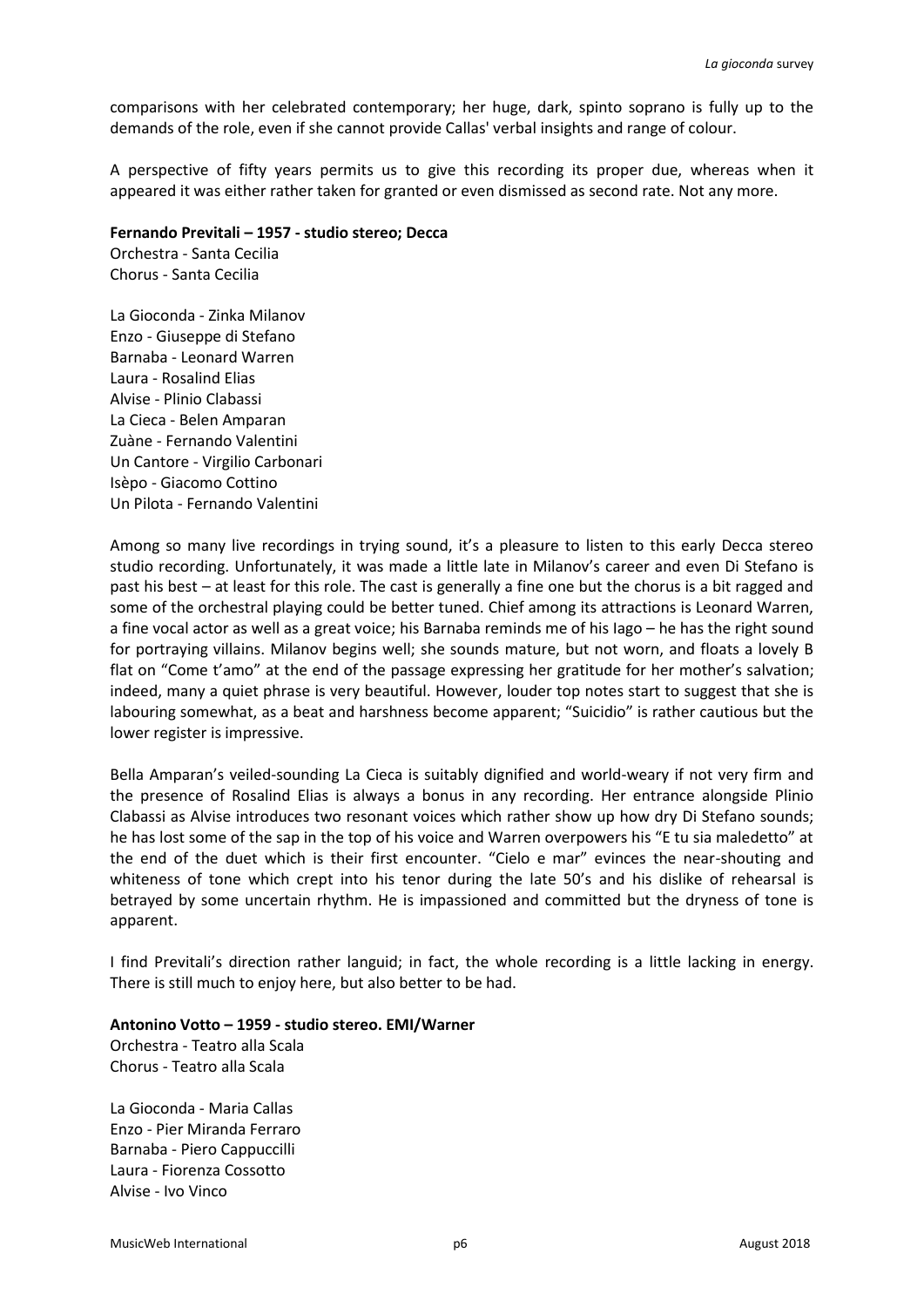comparisons with her celebrated contemporary; her huge, dark, spinto soprano is fully up to the demands of the role, even if she cannot provide Callas' verbal insights and range of colour.

A perspective of fifty years permits us to give this recording its proper due, whereas when it appeared it was either rather taken for granted or even dismissed as second rate. Not any more.

**Fernando Previtali – 1957 - studio stereo; Decca**
Orchestra - Santa Cecilia
Chorus - Santa Cecilia

La Gioconda - Zinka Milanov
Enzo - Giuseppe di Stefano
Barnaba - Leonard Warren
Laura - Rosalind Elias
Alvise - Plinio Clabassi
La Cieca - Belen Amparan
Zuàne - Fernando Valentini
Un Cantore - Virgilio Carbonari
Isèpo - Giacomo Cottino
Un Pilota - Fernando Valentini

Among so many live recordings in trying sound, it's a pleasure to listen to this early Decca stereo studio recording. Unfortunately, it was made a little late in Milanov's career and even Di Stefano is past his best – at least for this role. The cast is generally a fine one but the chorus is a bit ragged and some of the orchestral playing could be better tuned. Chief among its attractions is Leonard Warren, a fine vocal actor as well as a great voice; his Barnaba reminds me of his Iago – he has the right sound for portraying villains. Milanov begins well; she sounds mature, but not worn, and floats a lovely B flat on "Come t'amo" at the end of the passage expressing her gratitude for her mother's salvation; indeed, many a quiet phrase is very beautiful. However, louder top notes start to suggest that she is labouring somewhat, as a beat and harshness become apparent; "Suicidio" is rather cautious but the lower register is impressive.

Bella Amparan's veiled-sounding La Cieca is suitably dignified and world-weary if not very firm and the presence of Rosalind Elias is always a bonus in any recording. Her entrance alongside Plinio Clabassi as Alvise introduces two resonant voices which rather show up how dry Di Stefano sounds; he has lost some of the sap in the top of his voice and Warren overpowers his "E tu sia maledetto" at the end of the duet which is their first encounter. "Cielo e mar" evinces the near-shouting and whiteness of tone which crept into his tenor during the late 50's and his dislike of rehearsal is betrayed by some uncertain rhythm. He is impassioned and committed but the dryness of tone is apparent.

I find Previtali's direction rather languid; in fact, the whole recording is a little lacking in energy. There is still much to enjoy here, but also better to be had.

**Antonino Votto – 1959 - studio stereo. EMI/Warner**
Orchestra - Teatro alla Scala
Chorus - Teatro alla Scala

La Gioconda - Maria Callas
Enzo - Pier Miranda Ferraro
Barnaba - Piero Cappuccilli
Laura - Fiorenza Cossotto
Alvise - Ivo Vinco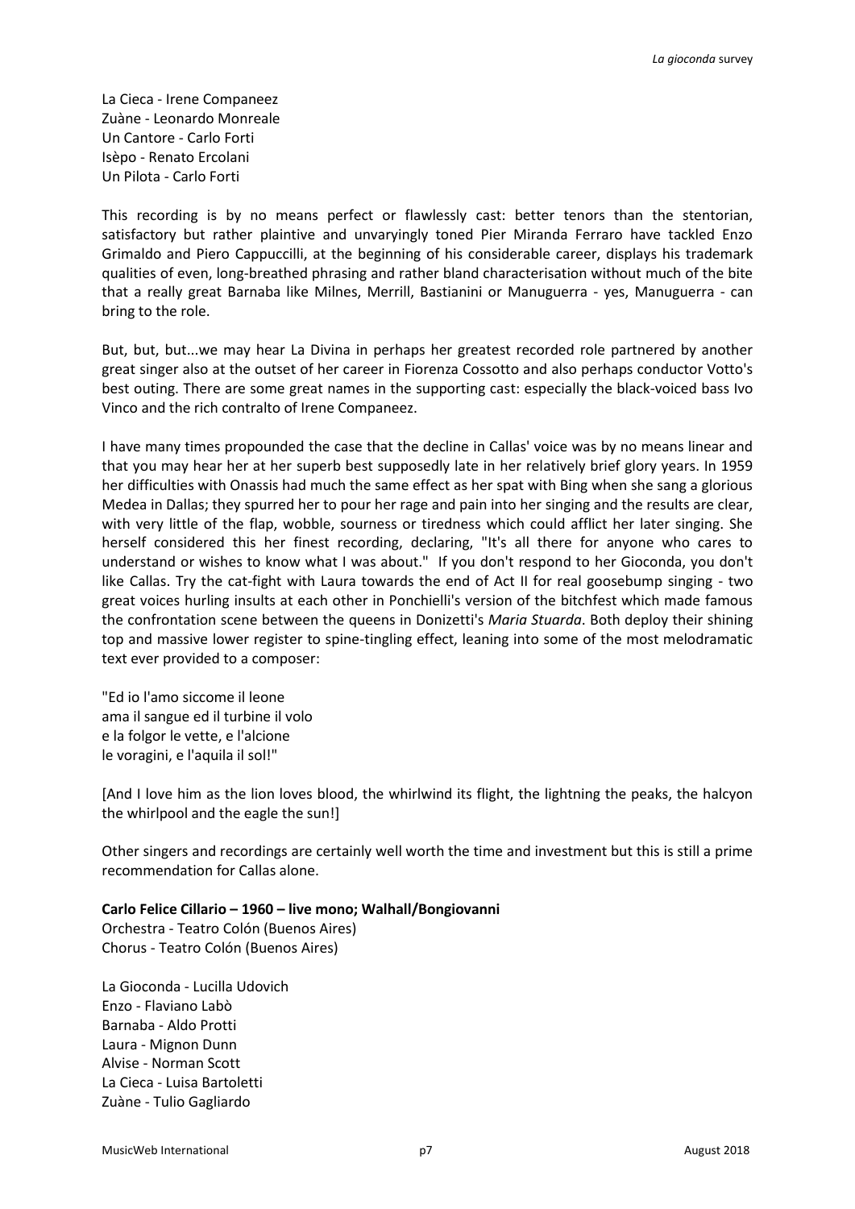La Cieca - Irene Companeez
Zuàne - Leonardo Monreale
Un Cantore - Carlo Forti
Isèpo - Renato Ercolani
Un Pilota - Carlo Forti

This recording is by no means perfect or flawlessly cast: better tenors than the stentorian, satisfactory but rather plaintive and unvaryingly toned Pier Miranda Ferraro have tackled Enzo Grimaldo and Piero Cappuccilli, at the beginning of his considerable career, displays his trademark qualities of even, long-breathed phrasing and rather bland characterisation without much of the bite that a really great Barnaba like Milnes, Merrill, Bastianini or Manuguerra - yes, Manuguerra - can bring to the role.

But, but, but...we may hear La Divina in perhaps her greatest recorded role partnered by another great singer also at the outset of her career in Fiorenza Cossotto and also perhaps conductor Votto's best outing. There are some great names in the supporting cast: especially the black-voiced bass Ivo Vinco and the rich contralto of Irene Companeez.

I have many times propounded the case that the decline in Callas' voice was by no means linear and that you may hear her at her superb best supposedly late in her relatively brief glory years. In 1959 her difficulties with Onassis had much the same effect as her spat with Bing when she sang a glorious Medea in Dallas; they spurred her to pour her rage and pain into her singing and the results are clear, with very little of the flap, wobble, sourness or tiredness which could afflict her later singing. She herself considered this her finest recording, declaring, "It's all there for anyone who cares to understand or wishes to know what I was about." If you don't respond to her Gioconda, you don't like Callas. Try the cat-fight with Laura towards the end of Act II for real goosebump singing - two great voices hurling insults at each other in Ponchielli's version of the bitchfest which made famous the confrontation scene between the queens in Donizetti's *Maria Stuarda*. Both deploy their shining top and massive lower register to spine-tingling effect, leaning into some of the most melodramatic text ever provided to a composer:

"Ed io l'amo siccome il leone
ama il sangue ed il turbine il volo
e la folgor le vette, e l'alcione
le voragini, e l'aquila il sol!"

[And I love him as the lion loves blood, the whirlwind its flight, the lightning the peaks, the halcyon the whirlpool and the eagle the sun!]

Other singers and recordings are certainly well worth the time and investment but this is still a prime recommendation for Callas alone.

**Carlo Felice Cillario – 1960 – live mono; Walhall/Bongiovanni**
Orchestra - Teatro Colón (Buenos Aires)
Chorus - Teatro Colón (Buenos Aires)

La Gioconda - Lucilla Udovich
Enzo - Flaviano Labò
Barnaba - Aldo Protti
Laura - Mignon Dunn
Alvise - Norman Scott
La Cieca - Luisa Bartoletti
Zuàne - Tulio Gagliardo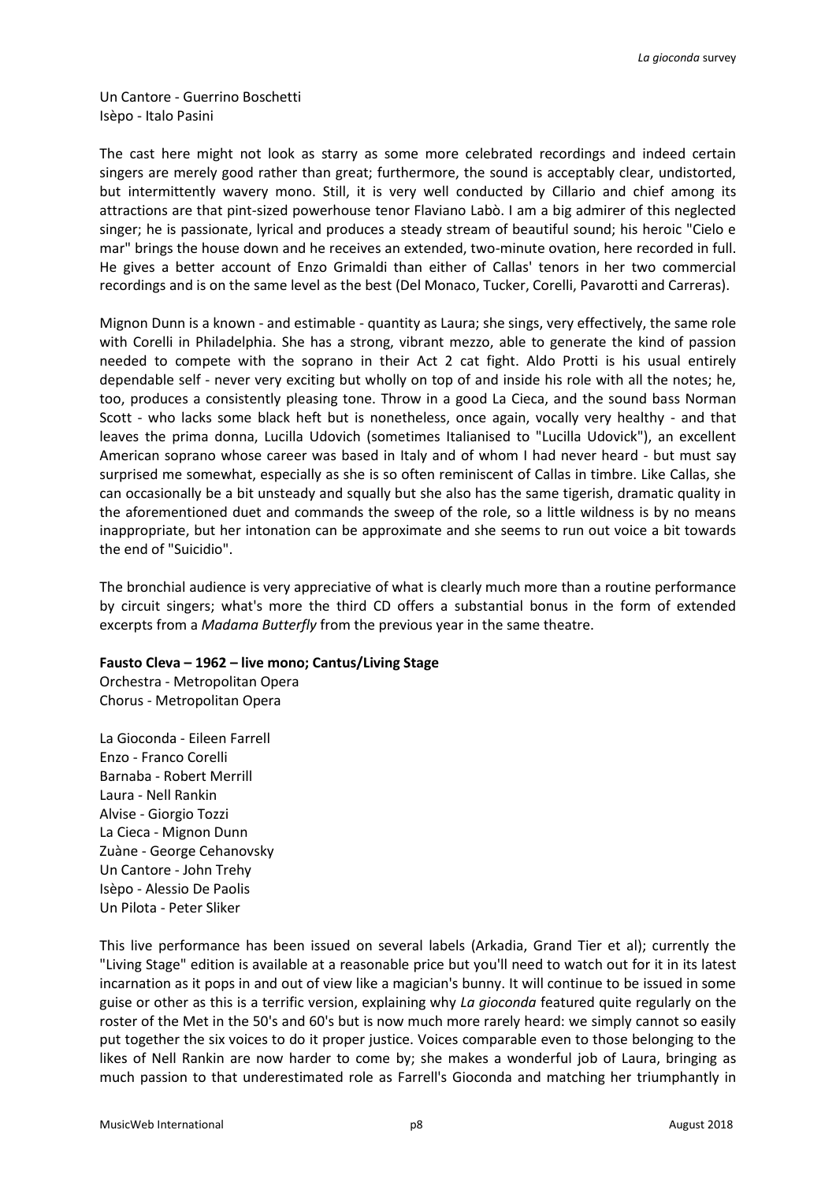Un Cantore - Guerrino Boschetti
Isèpo - Italo Pasini

The cast here might not look as starry as some more celebrated recordings and indeed certain singers are merely good rather than great; furthermore, the sound is acceptably clear, undistorted, but intermittently wavery mono. Still, it is very well conducted by Cillario and chief among its attractions are that pint-sized powerhouse tenor Flaviano Labò. I am a big admirer of this neglected singer; he is passionate, lyrical and produces a steady stream of beautiful sound; his heroic "Cielo e mar" brings the house down and he receives an extended, two-minute ovation, here recorded in full. He gives a better account of Enzo Grimaldi than either of Callas' tenors in her two commercial recordings and is on the same level as the best (Del Monaco, Tucker, Corelli, Pavarotti and Carreras).

Mignon Dunn is a known - and estimable - quantity as Laura; she sings, very effectively, the same role with Corelli in Philadelphia. She has a strong, vibrant mezzo, able to generate the kind of passion needed to compete with the soprano in their Act 2 cat fight. Aldo Protti is his usual entirely dependable self - never very exciting but wholly on top of and inside his role with all the notes; he, too, produces a consistently pleasing tone. Throw in a good La Cieca, and the sound bass Norman Scott - who lacks some black heft but is nonetheless, once again, vocally very healthy - and that leaves the prima donna, Lucilla Udovich (sometimes Italianised to "Lucilla Udovick"), an excellent American soprano whose career was based in Italy and of whom I had never heard - but must say surprised me somewhat, especially as she is so often reminiscent of Callas in timbre. Like Callas, she can occasionally be a bit unsteady and squally but she also has the same tigerish, dramatic quality in the aforementioned duet and commands the sweep of the role, so a little wildness is by no means inappropriate, but her intonation can be approximate and she seems to run out voice a bit towards the end of "Suicidio".

The bronchial audience is very appreciative of what is clearly much more than a routine performance by circuit singers; what's more the third CD offers a substantial bonus in the form of extended excerpts from a *Madama Butterfly* from the previous year in the same theatre.

**Fausto Cleva – 1962 – live mono; Cantus/Living Stage**
Orchestra - Metropolitan Opera
Chorus - Metropolitan Opera

La Gioconda - Eileen Farrell
Enzo - Franco Corelli
Barnaba - Robert Merrill
Laura - Nell Rankin
Alvise - Giorgio Tozzi
La Cieca - Mignon Dunn
Zuàne - George Cehanovsky
Un Cantore - John Trehy
Isèpo - Alessio De Paolis
Un Pilota - Peter Sliker

This live performance has been issued on several labels (Arkadia, Grand Tier et al); currently the "Living Stage" edition is available at a reasonable price but you'll need to watch out for it in its latest incarnation as it pops in and out of view like a magician's bunny. It will continue to be issued in some guise or other as this is a terrific version, explaining why *La gioconda* featured quite regularly on the roster of the Met in the 50's and 60's but is now much more rarely heard: we simply cannot so easily put together the six voices to do it proper justice. Voices comparable even to those belonging to the likes of Nell Rankin are now harder to come by; she makes a wonderful job of Laura, bringing as much passion to that underestimated role as Farrell's Gioconda and matching her triumphantly in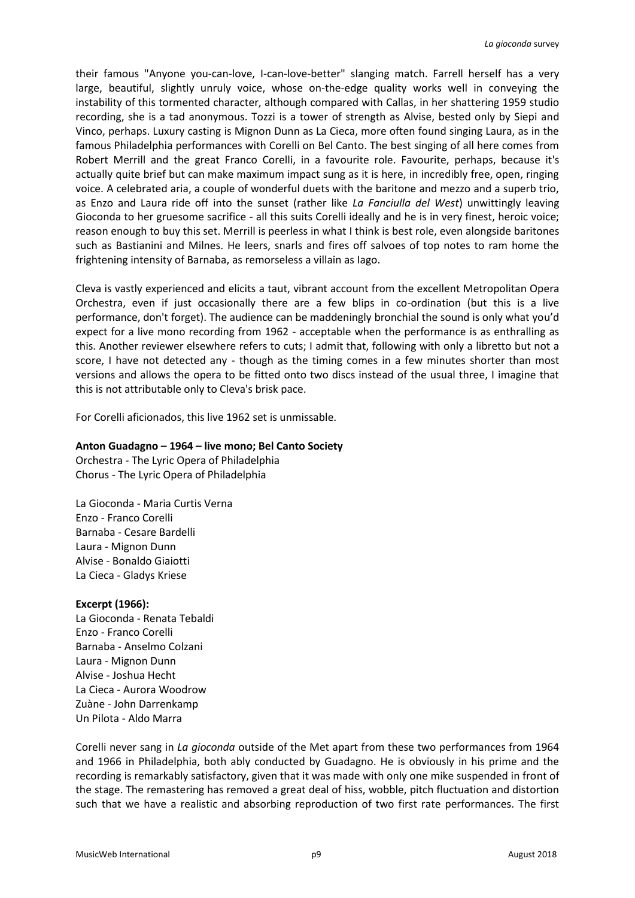their famous "Anyone you-can-love, I-can-love-better" slanging match. Farrell herself has a very large, beautiful, slightly unruly voice, whose on-the-edge quality works well in conveying the instability of this tormented character, although compared with Callas, in her shattering 1959 studio recording, she is a tad anonymous. Tozzi is a tower of strength as Alvise, bested only by Siepi and Vinco, perhaps. Luxury casting is Mignon Dunn as La Cieca, more often found singing Laura, as in the famous Philadelphia performances with Corelli on Bel Canto. The best singing of all here comes from Robert Merrill and the great Franco Corelli, in a favourite role. Favourite, perhaps, because it's actually quite brief but can make maximum impact sung as it is here, in incredibly free, open, ringing voice. A celebrated aria, a couple of wonderful duets with the baritone and mezzo and a superb trio, as Enzo and Laura ride off into the sunset (rather like *La Fanciulla del West*) unwittingly leaving Gioconda to her gruesome sacrifice - all this suits Corelli ideally and he is in very finest, heroic voice; reason enough to buy this set. Merrill is peerless in what I think is best role, even alongside baritones such as Bastianini and Milnes. He leers, snarls and fires off salvoes of top notes to ram home the frightening intensity of Barnaba, as remorseless a villain as Iago.

Cleva is vastly experienced and elicits a taut, vibrant account from the excellent Metropolitan Opera Orchestra, even if just occasionally there are a few blips in co-ordination (but this is a live performance, don't forget). The audience can be maddeningly bronchial the sound is only what you'd expect for a live mono recording from 1962 - acceptable when the performance is as enthralling as this. Another reviewer elsewhere refers to cuts; I admit that, following with only a libretto but not a score, I have not detected any - though as the timing comes in a few minutes shorter than most versions and allows the opera to be fitted onto two discs instead of the usual three, I imagine that this is not attributable only to Cleva's brisk pace.

For Corelli aficionados, this live 1962 set is unmissable.

**Anton Guadagno – 1964 – live mono; Bel Canto Society**
Orchestra - The Lyric Opera of Philadelphia
Chorus - The Lyric Opera of Philadelphia

La Gioconda - Maria Curtis Verna
Enzo - Franco Corelli
Barnaba - Cesare Bardelli
Laura - Mignon Dunn
Alvise - Bonaldo Giaiotti
La Cieca - Gladys Kriese

**Excerpt (1966):**
La Gioconda - Renata Tebaldi
Enzo - Franco Corelli
Barnaba - Anselmo Colzani
Laura - Mignon Dunn
Alvise - Joshua Hecht
La Cieca - Aurora Woodrow
Zuàne - John Darrenkamp
Un Pilota - Aldo Marra

Corelli never sang in *La gioconda* outside of the Met apart from these two performances from 1964 and 1966 in Philadelphia, both ably conducted by Guadagno. He is obviously in his prime and the recording is remarkably satisfactory, given that it was made with only one mike suspended in front of the stage. The remastering has removed a great deal of hiss, wobble, pitch fluctuation and distortion such that we have a realistic and absorbing reproduction of two first rate performances. The first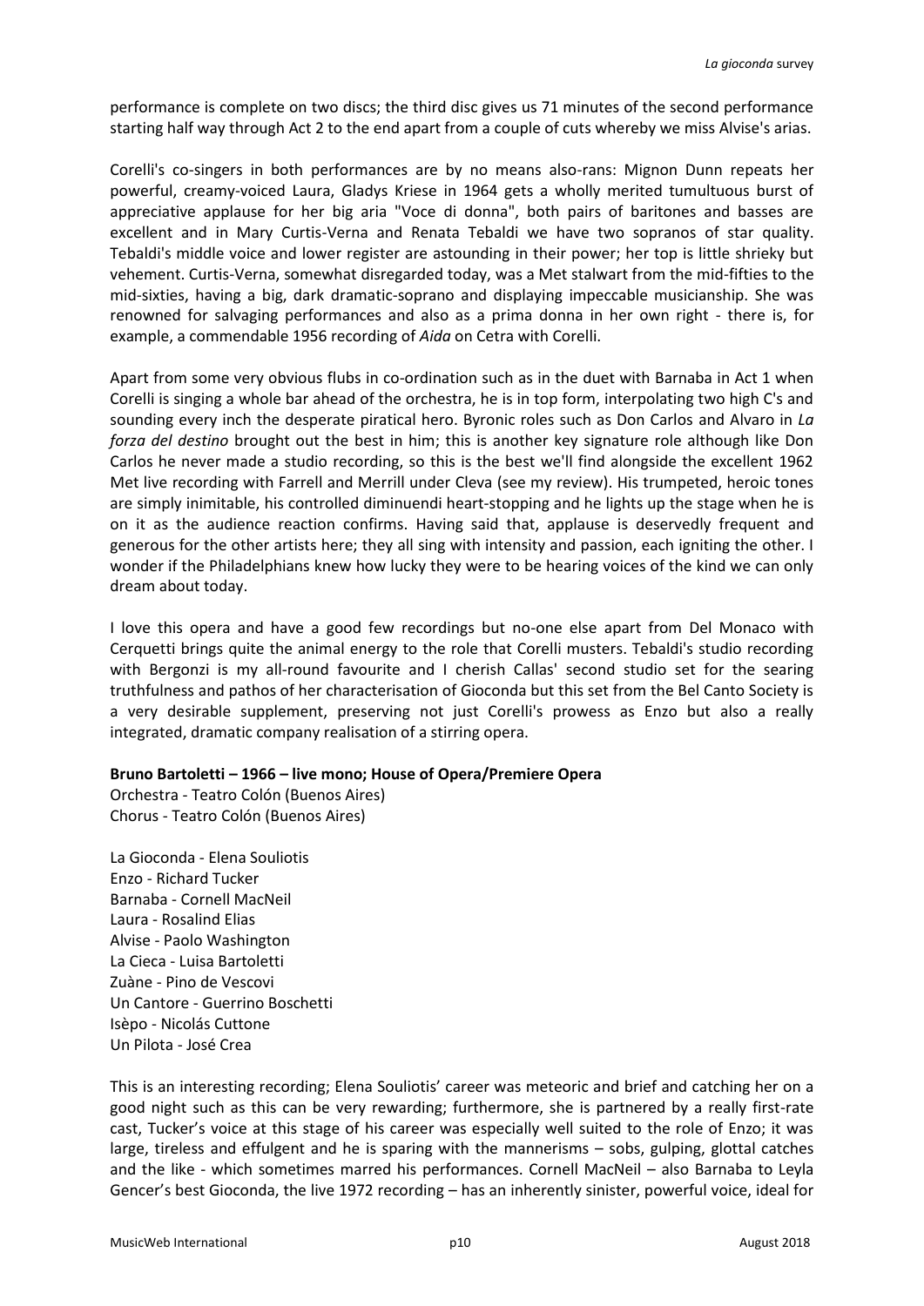performance is complete on two discs; the third disc gives us 71 minutes of the second performance starting half way through Act 2 to the end apart from a couple of cuts whereby we miss Alvise's arias.

Corelli's co-singers in both performances are by no means also-rans: Mignon Dunn repeats her powerful, creamy-voiced Laura, Gladys Kriese in 1964 gets a wholly merited tumultuous burst of appreciative applause for her big aria "Voce di donna", both pairs of baritones and basses are excellent and in Mary Curtis-Verna and Renata Tebaldi we have two sopranos of star quality. Tebaldi's middle voice and lower register are astounding in their power; her top is little shrieky but vehement. Curtis-Verna, somewhat disregarded today, was a Met stalwart from the mid-fifties to the mid-sixties, having a big, dark dramatic-soprano and displaying impeccable musicianship. She was renowned for salvaging performances and also as a prima donna in her own right - there is, for example, a commendable 1956 recording of *Aida* on Cetra with Corelli.

Apart from some very obvious flubs in co-ordination such as in the duet with Barnaba in Act 1 when Corelli is singing a whole bar ahead of the orchestra, he is in top form, interpolating two high C's and sounding every inch the desperate piratical hero. Byronic roles such as Don Carlos and Alvaro in *La forza del destino* brought out the best in him; this is another key signature role although like Don Carlos he never made a studio recording, so this is the best we'll find alongside the excellent 1962 Met live recording with Farrell and Merrill under Cleva (see my review). His trumpeted, heroic tones are simply inimitable, his controlled diminuendi heart-stopping and he lights up the stage when he is on it as the audience reaction confirms. Having said that, applause is deservedly frequent and generous for the other artists here; they all sing with intensity and passion, each igniting the other. I wonder if the Philadelphians knew how lucky they were to be hearing voices of the kind we can only dream about today.

I love this opera and have a good few recordings but no-one else apart from Del Monaco with Cerquetti brings quite the animal energy to the role that Corelli musters. Tebaldi's studio recording with Bergonzi is my all-round favourite and I cherish Callas' second studio set for the searing truthfulness and pathos of her characterisation of Gioconda but this set from the Bel Canto Society is a very desirable supplement, preserving not just Corelli's prowess as Enzo but also a really integrated, dramatic company realisation of a stirring opera.

**Bruno Bartoletti – 1966 – live mono; House of Opera/Premiere Opera**

Orchestra - Teatro Colón (Buenos Aires)
Chorus - Teatro Colón (Buenos Aires)

La Gioconda - Elena Souliotis
Enzo - Richard Tucker
Barnaba - Cornell MacNeil
Laura - Rosalind Elias
Alvise - Paolo Washington
La Cieca - Luisa Bartoletti
Zuàne - Pino de Vescovi
Un Cantore - Guerrino Boschetti
Isèpo - Nicolás Cuttone
Un Pilota - José Crea

This is an interesting recording; Elena Souliotis' career was meteoric and brief and catching her on a good night such as this can be very rewarding; furthermore, she is partnered by a really first-rate cast, Tucker's voice at this stage of his career was especially well suited to the role of Enzo; it was large, tireless and effulgent and he is sparing with the mannerisms – sobs, gulping, glottal catches and the like - which sometimes marred his performances. Cornell MacNeil – also Barnaba to Leyla Gencer's best Gioconda, the live 1972 recording – has an inherently sinister, powerful voice, ideal for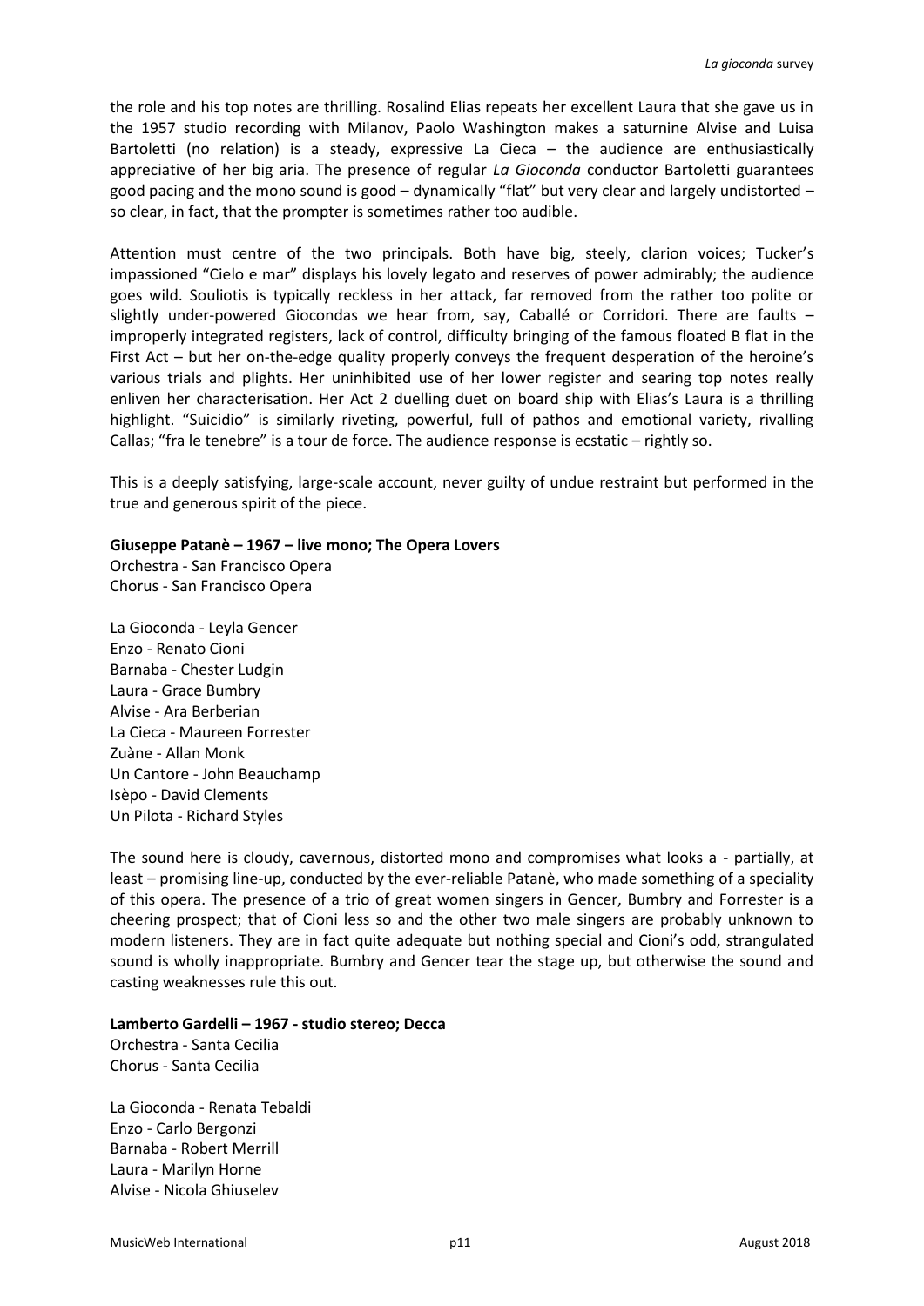the role and his top notes are thrilling. Rosalind Elias repeats her excellent Laura that she gave us in the 1957 studio recording with Milanov, Paolo Washington makes a saturnine Alvise and Luisa Bartoletti (no relation) is a steady, expressive La Cieca – the audience are enthusiastically appreciative of her big aria. The presence of regular *La Gioconda* conductor Bartoletti guarantees good pacing and the mono sound is good – dynamically "flat" but very clear and largely undistorted – so clear, in fact, that the prompter is sometimes rather too audible.

Attention must centre of the two principals. Both have big, steely, clarion voices; Tucker's impassioned "Cielo e mar" displays his lovely legato and reserves of power admirably; the audience goes wild. Souliotis is typically reckless in her attack, far removed from the rather too polite or slightly under-powered Giocondas we hear from, say, Caballé or Corridori. There are faults – improperly integrated registers, lack of control, difficulty bringing of the famous floated B flat in the First Act – but her on-the-edge quality properly conveys the frequent desperation of the heroine's various trials and plights. Her uninhibited use of her lower register and searing top notes really enliven her characterisation. Her Act 2 duelling duet on board ship with Elias's Laura is a thrilling highlight. "Suicidio" is similarly riveting, powerful, full of pathos and emotional variety, rivalling Callas; "fra le tenebre" is a tour de force. The audience response is ecstatic – rightly so.

This is a deeply satisfying, large-scale account, never guilty of undue restraint but performed in the true and generous spirit of the piece.

**Giuseppe Patanè – 1967 – live mono; The Opera Lovers**
Orchestra - San Francisco Opera
Chorus - San Francisco Opera

La Gioconda - Leyla Gencer
Enzo - Renato Cioni
Barnaba - Chester Ludgin
Laura - Grace Bumbry
Alvise - Ara Berberian
La Cieca - Maureen Forrester
Zuàne - Allan Monk
Un Cantore - John Beauchamp
Isèpo - David Clements
Un Pilota - Richard Styles

The sound here is cloudy, cavernous, distorted mono and compromises what looks a - partially, at least – promising line-up, conducted by the ever-reliable Patanè, who made something of a speciality of this opera. The presence of a trio of great women singers in Gencer, Bumbry and Forrester is a cheering prospect; that of Cioni less so and the other two male singers are probably unknown to modern listeners. They are in fact quite adequate but nothing special and Cioni's odd, strangulated sound is wholly inappropriate. Bumbry and Gencer tear the stage up, but otherwise the sound and casting weaknesses rule this out.

**Lamberto Gardelli – 1967 - studio stereo; Decca**
Orchestra - Santa Cecilia
Chorus - Santa Cecilia

La Gioconda - Renata Tebaldi
Enzo - Carlo Bergonzi
Barnaba - Robert Merrill
Laura - Marilyn Horne
Alvise - Nicola Ghiuselev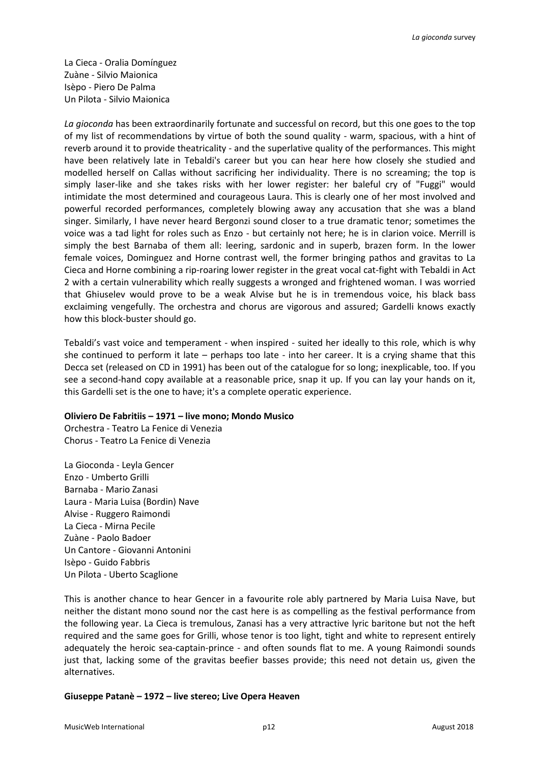La Cieca - Oralia Domínguez
Zuàne - Silvio Maionica
Isèpo - Piero De Palma
Un Pilota - Silvio Maionica

*La gioconda* has been extraordinarily fortunate and successful on record, but this one goes to the top of my list of recommendations by virtue of both the sound quality - warm, spacious, with a hint of reverb around it to provide theatricality - and the superlative quality of the performances. This might have been relatively late in Tebaldi's career but you can hear here how closely she studied and modelled herself on Callas without sacrificing her individuality. There is no screaming; the top is simply laser-like and she takes risks with her lower register: her baleful cry of "Fuggi" would intimidate the most determined and courageous Laura. This is clearly one of her most involved and powerful recorded performances, completely blowing away any accusation that she was a bland singer. Similarly, I have never heard Bergonzi sound closer to a true dramatic tenor; sometimes the voice was a tad light for roles such as Enzo - but certainly not here; he is in clarion voice. Merrill is simply the best Barnaba of them all: leering, sardonic and in superb, brazen form. In the lower female voices, Dominguez and Horne contrast well, the former bringing pathos and gravitas to La Cieca and Horne combining a rip-roaring lower register in the great vocal cat-fight with Tebaldi in Act 2 with a certain vulnerability which really suggests a wronged and frightened woman. I was worried that Ghiuselev would prove to be a weak Alvise but he is in tremendous voice, his black bass exclaiming vengefully. The orchestra and chorus are vigorous and assured; Gardelli knows exactly how this block-buster should go.

Tebaldi's vast voice and temperament - when inspired - suited her ideally to this role, which is why she continued to perform it late – perhaps too late - into her career. It is a crying shame that this Decca set (released on CD in 1991) has been out of the catalogue for so long; inexplicable, too. If you see a second-hand copy available at a reasonable price, snap it up. If you can lay your hands on it, this Gardelli set is the one to have; it's a complete operatic experience.

**Oliviero De Fabritiis – 1971 – live mono; Mondo Musico**
Orchestra - Teatro La Fenice di Venezia
Chorus - Teatro La Fenice di Venezia

La Gioconda - Leyla Gencer
Enzo - Umberto Grilli
Barnaba - Mario Zanasi
Laura - Maria Luisa (Bordin) Nave
Alvise - Ruggero Raimondi
La Cieca - Mirna Pecile
Zuàne - Paolo Badoer
Un Cantore - Giovanni Antonini
Isèpo - Guido Fabbris
Un Pilota - Uberto Scaglione

This is another chance to hear Gencer in a favourite role ably partnered by Maria Luisa Nave, but neither the distant mono sound nor the cast here is as compelling as the festival performance from the following year. La Cieca is tremulous, Zanasi has a very attractive lyric baritone but not the heft required and the same goes for Grilli, whose tenor is too light, tight and white to represent entirely adequately the heroic sea-captain-prince - and often sounds flat to me. A young Raimondi sounds just that, lacking some of the gravitas beefier basses provide; this need not detain us, given the alternatives.

**Giuseppe Patanè – 1972 – live stereo; Live Opera Heaven**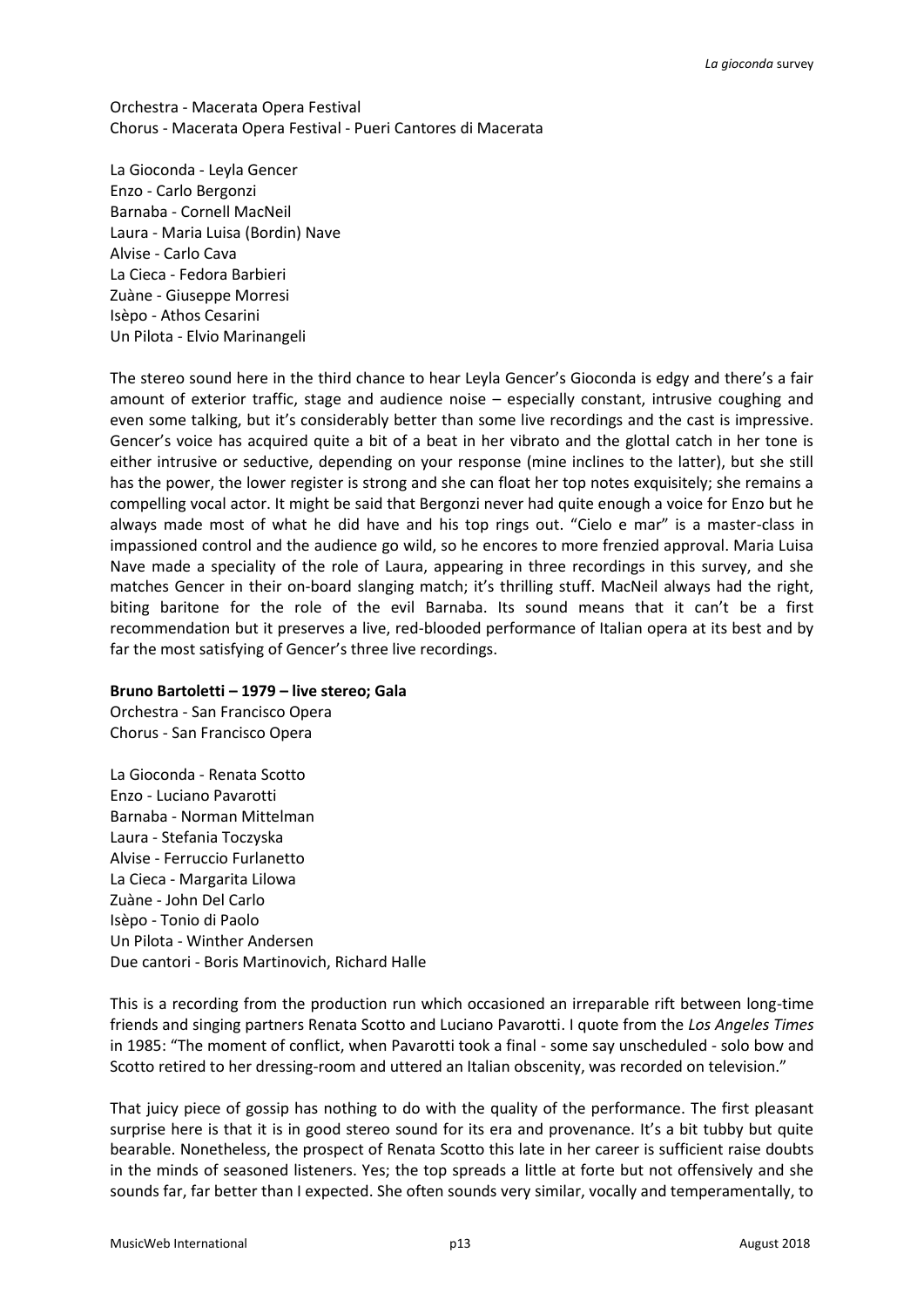Orchestra - Macerata Opera Festival
Chorus - Macerata Opera Festival - Pueri Cantores di Macerata

La Gioconda - Leyla Gencer
Enzo - Carlo Bergonzi
Barnaba - Cornell MacNeil
Laura - Maria Luisa (Bordin) Nave
Alvise - Carlo Cava
La Cieca - Fedora Barbieri
Zuàne - Giuseppe Morresi
Isèpo - Athos Cesarini
Un Pilota - Elvio Marinangeli

The stereo sound here in the third chance to hear Leyla Gencer's Gioconda is edgy and there's a fair amount of exterior traffic, stage and audience noise – especially constant, intrusive coughing and even some talking, but it's considerably better than some live recordings and the cast is impressive. Gencer's voice has acquired quite a bit of a beat in her vibrato and the glottal catch in her tone is either intrusive or seductive, depending on your response (mine inclines to the latter), but she still has the power, the lower register is strong and she can float her top notes exquisitely; she remains a compelling vocal actor. It might be said that Bergonzi never had quite enough a voice for Enzo but he always made most of what he did have and his top rings out. "Cielo e mar" is a master-class in impassioned control and the audience go wild, so he encores to more frenzied approval. Maria Luisa Nave made a speciality of the role of Laura, appearing in three recordings in this survey, and she matches Gencer in their on-board slanging match; it's thrilling stuff. MacNeil always had the right, biting baritone for the role of the evil Barnaba. Its sound means that it can't be a first recommendation but it preserves a live, red-blooded performance of Italian opera at its best and by far the most satisfying of Gencer's three live recordings.

**Bruno Bartoletti – 1979 – live stereo; Gala**
Orchestra - San Francisco Opera
Chorus - San Francisco Opera

La Gioconda - Renata Scotto
Enzo - Luciano Pavarotti
Barnaba - Norman Mittelman
Laura - Stefania Toczyska
Alvise - Ferruccio Furlanetto
La Cieca - Margarita Lilowa
Zuàne - John Del Carlo
Isèpo - Tonio di Paolo
Un Pilota - Winther Andersen
Due cantori - Boris Martinovich, Richard Halle

This is a recording from the production run which occasioned an irreparable rift between long-time friends and singing partners Renata Scotto and Luciano Pavarotti. I quote from the *Los Angeles Times* in 1985: "The moment of conflict, when Pavarotti took a final - some say unscheduled - solo bow and Scotto retired to her dressing-room and uttered an Italian obscenity, was recorded on television."

That juicy piece of gossip has nothing to do with the quality of the performance. The first pleasant surprise here is that it is in good stereo sound for its era and provenance. It's a bit tubby but quite bearable. Nonetheless, the prospect of Renata Scotto this late in her career is sufficient raise doubts in the minds of seasoned listeners. Yes; the top spreads a little at forte but not offensively and she sounds far, far better than I expected. She often sounds very similar, vocally and temperamentally, to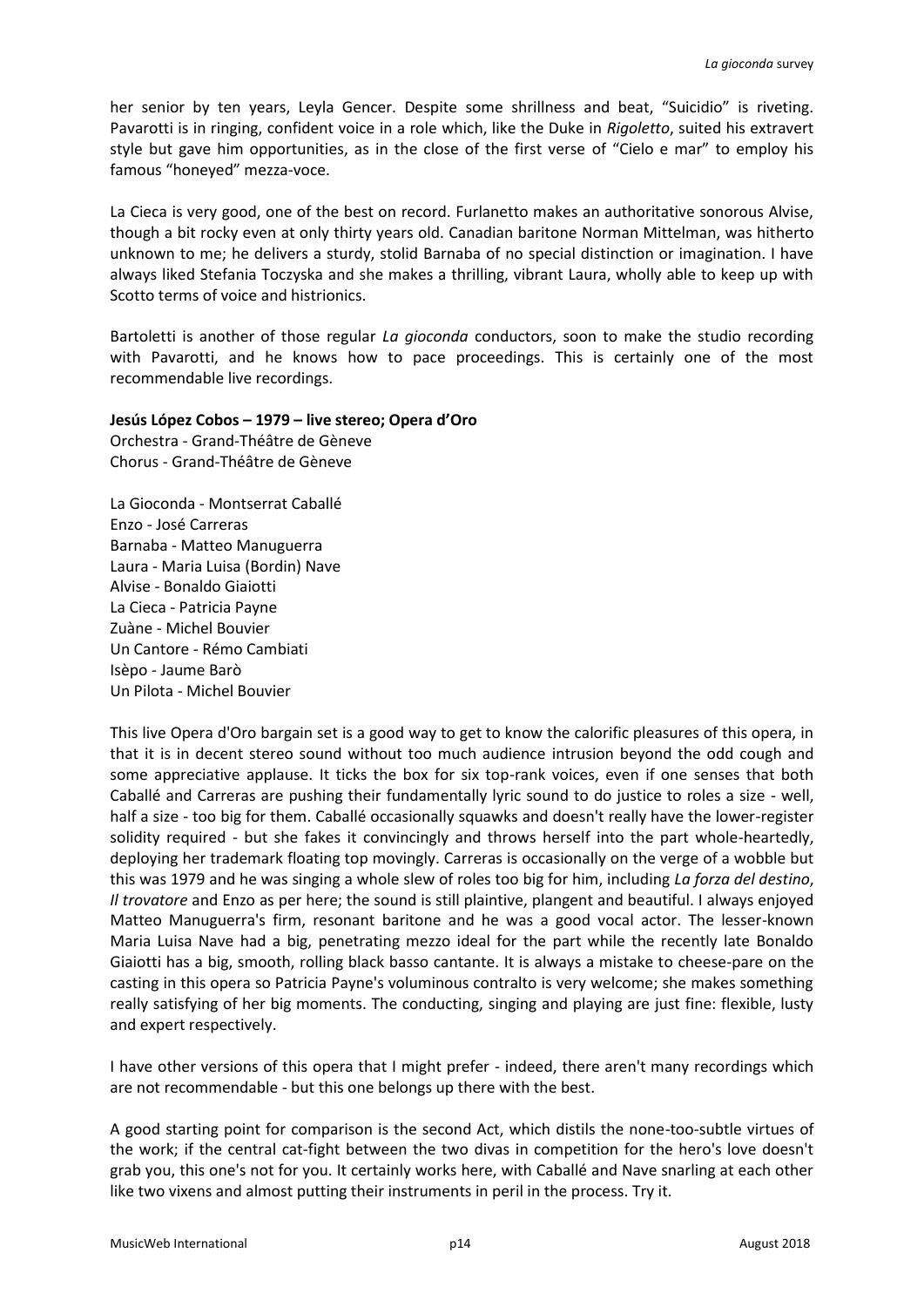her senior by ten years, Leyla Gencer. Despite some shrillness and beat, "Suicidio" is riveting. Pavarotti is in ringing, confident voice in a role which, like the Duke in *Rigoletto*, suited his extravert style but gave him opportunities, as in the close of the first verse of "Cielo e mar" to employ his famous "honeyed" mezza-voce.

La Cieca is very good, one of the best on record. Furlanetto makes an authoritative sonorous Alvise, though a bit rocky even at only thirty years old. Canadian baritone Norman Mittelman, was hitherto unknown to me; he delivers a sturdy, stolid Barnaba of no special distinction or imagination. I have always liked Stefania Toczyska and she makes a thrilling, vibrant Laura, wholly able to keep up with Scotto terms of voice and histrionics.

Bartoletti is another of those regular *La gioconda* conductors, soon to make the studio recording with Pavarotti, and he knows how to pace proceedings. This is certainly one of the most recommendable live recordings.

**Jesús López Cobos – 1979 – live stereo; Opera d'Oro**
Orchestra - Grand-Théâtre de Gèneve
Chorus - Grand-Théâtre de Gèneve

La Gioconda - Montserrat Caballé
Enzo - José Carreras
Barnaba - Matteo Manuguerra
Laura - Maria Luisa (Bordin) Nave
Alvise - Bonaldo Giaiotti
La Cieca - Patricia Payne
Zuàne - Michel Bouvier
Un Cantore - Rémo Cambiati
Isèpo - Jaume Barò
Un Pilota - Michel Bouvier

This live Opera d'Oro bargain set is a good way to get to know the calorific pleasures of this opera, in that it is in decent stereo sound without too much audience intrusion beyond the odd cough and some appreciative applause. It ticks the box for six top-rank voices, even if one senses that both Caballé and Carreras are pushing their fundamentally lyric sound to do justice to roles a size - well, half a size - too big for them. Caballé occasionally squawks and doesn't really have the lower-register solidity required - but she fakes it convincingly and throws herself into the part whole-heartedly, deploying her trademark floating top movingly. Carreras is occasionally on the verge of a wobble but this was 1979 and he was singing a whole slew of roles too big for him, including *La forza del destino*, *Il trovatore* and Enzo as per here; the sound is still plaintive, plangent and beautiful. I always enjoyed Matteo Manuguerra's firm, resonant baritone and he was a good vocal actor. The lesser-known Maria Luisa Nave had a big, penetrating mezzo ideal for the part while the recently late Bonaldo Giaiotti has a big, smooth, rolling black basso cantante. It is always a mistake to cheese-pare on the casting in this opera so Patricia Payne's voluminous contralto is very welcome; she makes something really satisfying of her big moments. The conducting, singing and playing are just fine: flexible, lusty and expert respectively.

I have other versions of this opera that I might prefer - indeed, there aren't many recordings which are not recommendable - but this one belongs up there with the best.

A good starting point for comparison is the second Act, which distils the none-too-subtle virtues of the work; if the central cat-fight between the two divas in competition for the hero's love doesn't grab you, this one's not for you. It certainly works here, with Caballé and Nave snarling at each other like two vixens and almost putting their instruments in peril in the process. Try it.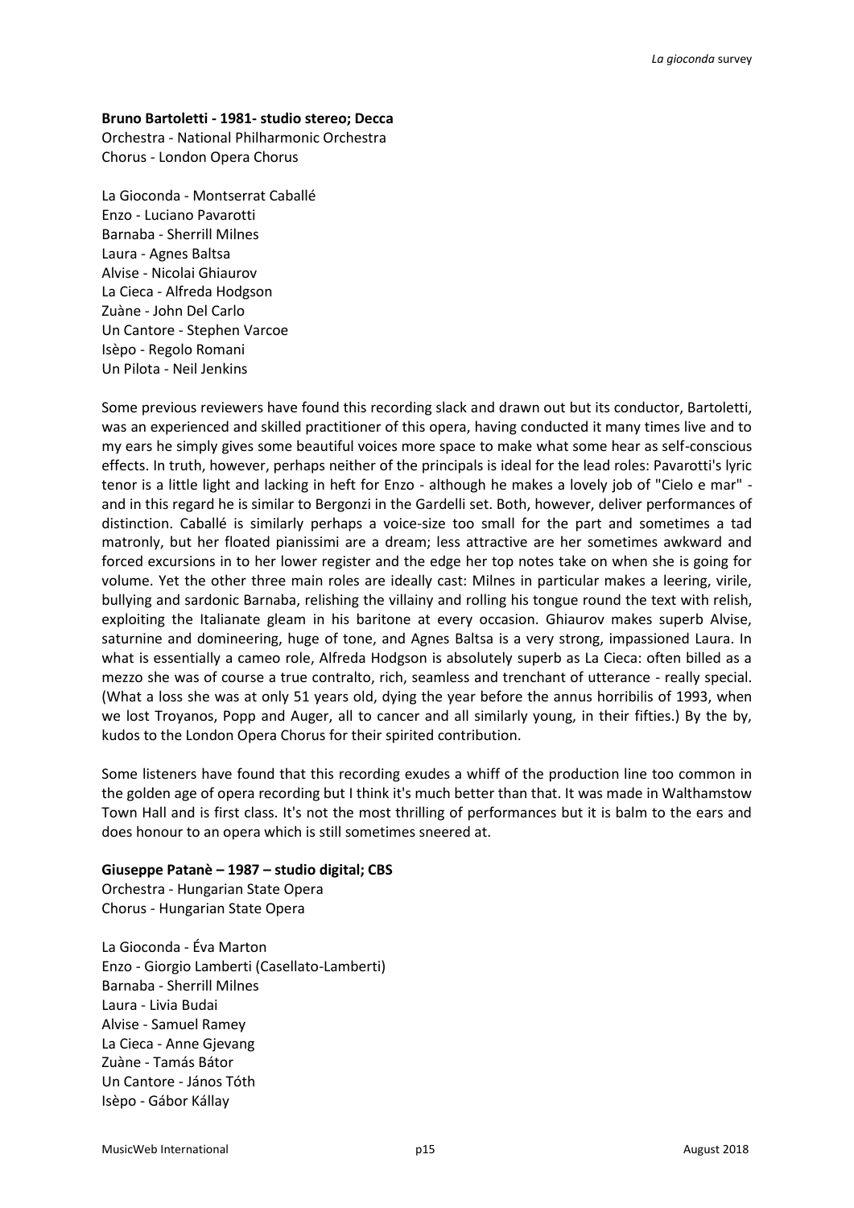**Bruno Bartoletti - 1981- studio stereo; Decca**
Orchestra - National Philharmonic Orchestra
Chorus - London Opera Chorus

La Gioconda - Montserrat Caballé
Enzo - Luciano Pavarotti
Barnaba - Sherrill Milnes
Laura - Agnes Baltsa
Alvise - Nicolai Ghiaurov
La Cieca - Alfreda Hodgson
Zuàne - John Del Carlo
Un Cantore - Stephen Varcoe
Isèpo - Regolo Romani
Un Pilota - Neil Jenkins

Some previous reviewers have found this recording slack and drawn out but its conductor, Bartoletti, was an experienced and skilled practitioner of this opera, having conducted it many times live and to my ears he simply gives some beautiful voices more space to make what some hear as self-conscious effects. In truth, however, perhaps neither of the principals is ideal for the lead roles: Pavarotti's lyric tenor is a little light and lacking in heft for Enzo - although he makes a lovely job of "Cielo e mar" - and in this regard he is similar to Bergonzi in the Gardelli set. Both, however, deliver performances of distinction. Caballé is similarly perhaps a voice-size too small for the part and sometimes a tad matronly, but her floated pianissimi are a dream; less attractive are her sometimes awkward and forced excursions in to her lower register and the edge her top notes take on when she is going for volume. Yet the other three main roles are ideally cast: Milnes in particular makes a leering, virile, bullying and sardonic Barnaba, relishing the villainy and rolling his tongue round the text with relish, exploiting the Italianate gleam in his baritone at every occasion. Ghiaurov makes superb Alvise, saturnine and domineering, huge of tone, and Agnes Baltsa is a very strong, impassioned Laura. In what is essentially a cameo role, Alfreda Hodgson is absolutely superb as La Cieca: often billed as a mezzo she was of course a true contralto, rich, seamless and trenchant of utterance - really special. (What a loss she was at only 51 years old, dying the year before the annus horribilis of 1993, when we lost Troyanos, Popp and Auger, all to cancer and all similarly young, in their fifties.) By the by, kudos to the London Opera Chorus for their spirited contribution.

Some listeners have found that this recording exudes a whiff of the production line too common in the golden age of opera recording but I think it's much better than that. It was made in Walthamstow Town Hall and is first class. It's not the most thrilling of performances but it is balm to the ears and does honour to an opera which is still sometimes sneered at.

**Giuseppe Patanè – 1987 – studio digital; CBS**
Orchestra - Hungarian State Opera
Chorus - Hungarian State Opera

La Gioconda - Éva Marton
Enzo - Giorgio Lamberti (Casellato-Lamberti)
Barnaba - Sherrill Milnes
Laura - Livia Budai
Alvise - Samuel Ramey
La Cieca - Anne Gjevang
Zuàne - Tamás Bátor
Un Cantore - János Tóth
Isèpo - Gábor Kállay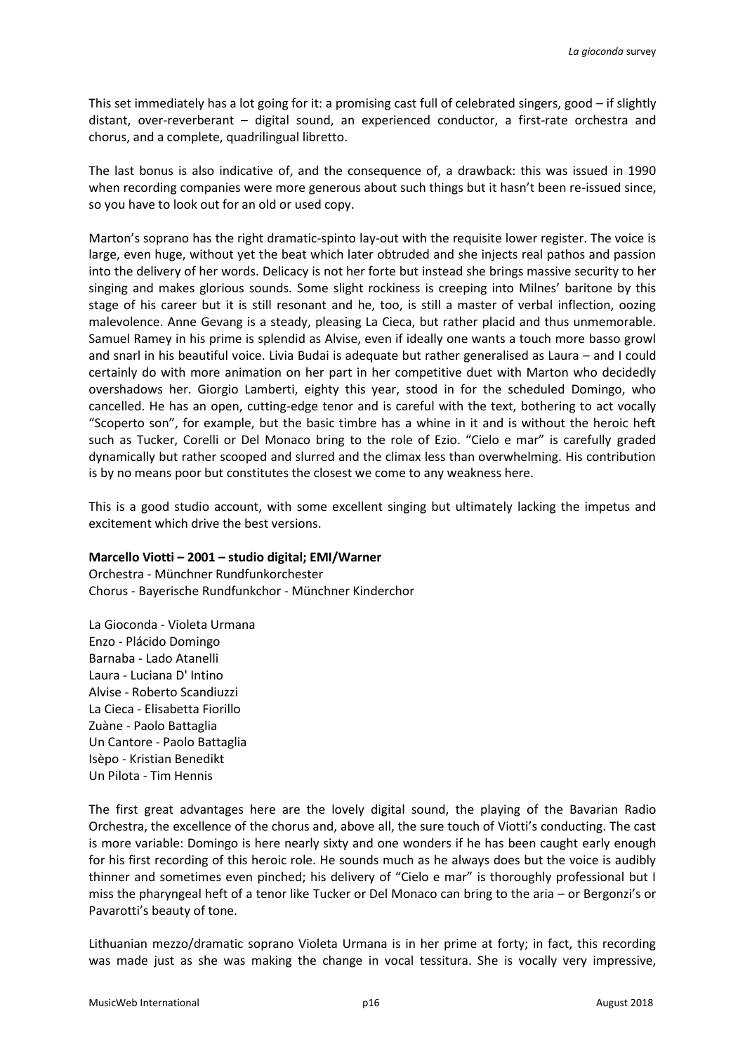This set immediately has a lot going for it: a promising cast full of celebrated singers, good – if slightly distant, over-reverberant – digital sound, an experienced conductor, a first-rate orchestra and chorus, and a complete, quadrilingual libretto.

The last bonus is also indicative of, and the consequence of, a drawback: this was issued in 1990 when recording companies were more generous about such things but it hasn't been re-issued since, so you have to look out for an old or used copy.

Marton's soprano has the right dramatic-spinto lay-out with the requisite lower register. The voice is large, even huge, without yet the beat which later obtruded and she injects real pathos and passion into the delivery of her words. Delicacy is not her forte but instead she brings massive security to her singing and makes glorious sounds. Some slight rockiness is creeping into Milnes' baritone by this stage of his career but it is still resonant and he, too, is still a master of verbal inflection, oozing malevolence. Anne Gevang is a steady, pleasing La Cieca, but rather placid and thus unmemorable. Samuel Ramey in his prime is splendid as Alvise, even if ideally one wants a touch more basso growl and snarl in his beautiful voice. Livia Budai is adequate but rather generalised as Laura – and I could certainly do with more animation on her part in her competitive duet with Marton who decidedly overshadows her. Giorgio Lamberti, eighty this year, stood in for the scheduled Domingo, who cancelled. He has an open, cutting-edge tenor and is careful with the text, bothering to act vocally "Scoperto son", for example, but the basic timbre has a whine in it and is without the heroic heft such as Tucker, Corelli or Del Monaco bring to the role of Ezio. "Cielo e mar" is carefully graded dynamically but rather scooped and slurred and the climax less than overwhelming. His contribution is by no means poor but constitutes the closest we come to any weakness here.

This is a good studio account, with some excellent singing but ultimately lacking the impetus and excitement which drive the best versions.

**Marcello Viotti – 2001 – studio digital; EMI/Warner**
Orchestra - Münchner Rundfunkorchester
Chorus - Bayerische Rundfunkchor - Münchner Kinderchor

La Gioconda - Violeta Urmana
Enzo - Plácido Domingo
Barnaba - Lado Atanelli
Laura - Luciana D' Intino
Alvise - Roberto Scandiuzzi
La Cieca - Elisabetta Fiorillo
Zuàne - Paolo Battaglia
Un Cantore - Paolo Battaglia
Isèpo - Kristian Benedikt
Un Pilota - Tim Hennis

The first great advantages here are the lovely digital sound, the playing of the Bavarian Radio Orchestra, the excellence of the chorus and, above all, the sure touch of Viotti's conducting. The cast is more variable: Domingo is here nearly sixty and one wonders if he has been caught early enough for his first recording of this heroic role. He sounds much as he always does but the voice is audibly thinner and sometimes even pinched; his delivery of "Cielo e mar" is thoroughly professional but I miss the pharyngeal heft of a tenor like Tucker or Del Monaco can bring to the aria – or Bergonzi's or Pavarotti's beauty of tone.

Lithuanian mezzo/dramatic soprano Violeta Urmana is in her prime at forty; in fact, this recording was made just as she was making the change in vocal tessitura. She is vocally very impressive,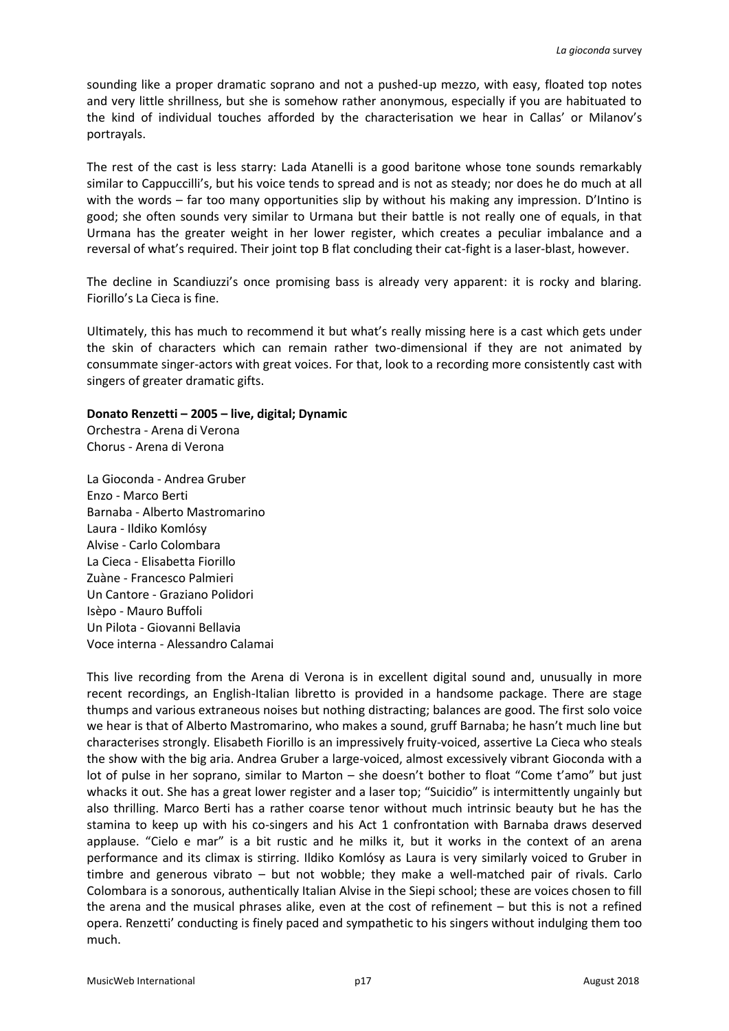sounding like a proper dramatic soprano and not a pushed-up mezzo, with easy, floated top notes and very little shrillness, but she is somehow rather anonymous, especially if you are habituated to the kind of individual touches afforded by the characterisation we hear in Callas' or Milanov's portrayals.

The rest of the cast is less starry: Lada Atanelli is a good baritone whose tone sounds remarkably similar to Cappuccilli's, but his voice tends to spread and is not as steady; nor does he do much at all with the words – far too many opportunities slip by without his making any impression. D'Intino is good; she often sounds very similar to Urmana but their battle is not really one of equals, in that Urmana has the greater weight in her lower register, which creates a peculiar imbalance and a reversal of what's required. Their joint top B flat concluding their cat-fight is a laser-blast, however.

The decline in Scandiuzzi's once promising bass is already very apparent: it is rocky and blaring. Fiorillo's La Cieca is fine.

Ultimately, this has much to recommend it but what's really missing here is a cast which gets under the skin of characters which can remain rather two-dimensional if they are not animated by consummate singer-actors with great voices. For that, look to a recording more consistently cast with singers of greater dramatic gifts.

**Donato Renzetti – 2005 – live, digital; Dynamic**
Orchestra - Arena di Verona
Chorus - Arena di Verona

La Gioconda - Andrea Gruber
Enzo - Marco Berti
Barnaba - Alberto Mastromarino
Laura - Ildiko Komlósy
Alvise - Carlo Colombara
La Cieca - Elisabetta Fiorillo
Zuàne - Francesco Palmieri
Un Cantore - Graziano Polidori
Isèpo - Mauro Buffoli
Un Pilota - Giovanni Bellavia
Voce interna - Alessandro Calamai

This live recording from the Arena di Verona is in excellent digital sound and, unusually in more recent recordings, an English-Italian libretto is provided in a handsome package. There are stage thumps and various extraneous noises but nothing distracting; balances are good. The first solo voice we hear is that of Alberto Mastromarino, who makes a sound, gruff Barnaba; he hasn't much line but characterises strongly. Elisabeth Fiorillo is an impressively fruity-voiced, assertive La Cieca who steals the show with the big aria. Andrea Gruber a large-voiced, almost excessively vibrant Gioconda with a lot of pulse in her soprano, similar to Marton – she doesn't bother to float "Come t'amo" but just whacks it out. She has a great lower register and a laser top; "Suicidio" is intermittently ungainly but also thrilling. Marco Berti has a rather coarse tenor without much intrinsic beauty but he has the stamina to keep up with his co-singers and his Act 1 confrontation with Barnaba draws deserved applause. "Cielo e mar" is a bit rustic and he milks it, but it works in the context of an arena performance and its climax is stirring. Ildiko Komlósy as Laura is very similarly voiced to Gruber in timbre and generous vibrato – but not wobble; they make a well-matched pair of rivals. Carlo Colombara is a sonorous, authentically Italian Alvise in the Siepi school; these are voices chosen to fill the arena and the musical phrases alike, even at the cost of refinement – but this is not a refined opera. Renzetti' conducting is finely paced and sympathetic to his singers without indulging them too much.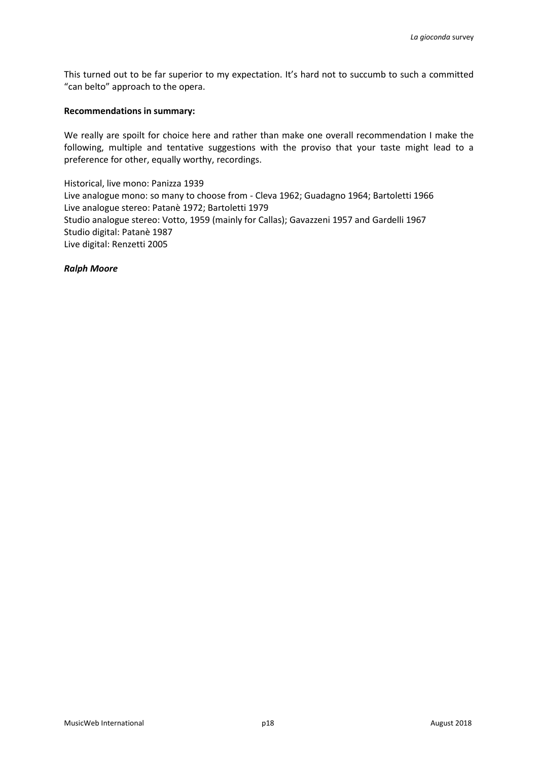This turned out to be far superior to my expectation. It’s hard not to succumb to such a committed “can belto” approach to the opera.

**Recommendations in summary:**

We really are spoilt for choice here and rather than make one overall recommendation I make the following, multiple and tentative suggestions with the proviso that your taste might lead to a preference for other, equally worthy, recordings.

Historical, live mono: Panizza 1939
Live analogue mono: so many to choose from - Cleva 1962; Guadagno 1964; Bartoletti 1966
Live analogue stereo: Patanè 1972; Bartoletti 1979
Studio analogue stereo: Votto, 1959 (mainly for Callas); Gavazzeni 1957 and Gardelli 1967
Studio digital: Patanè 1987
Live digital: Renzetti 2005

***Ralph Moore***